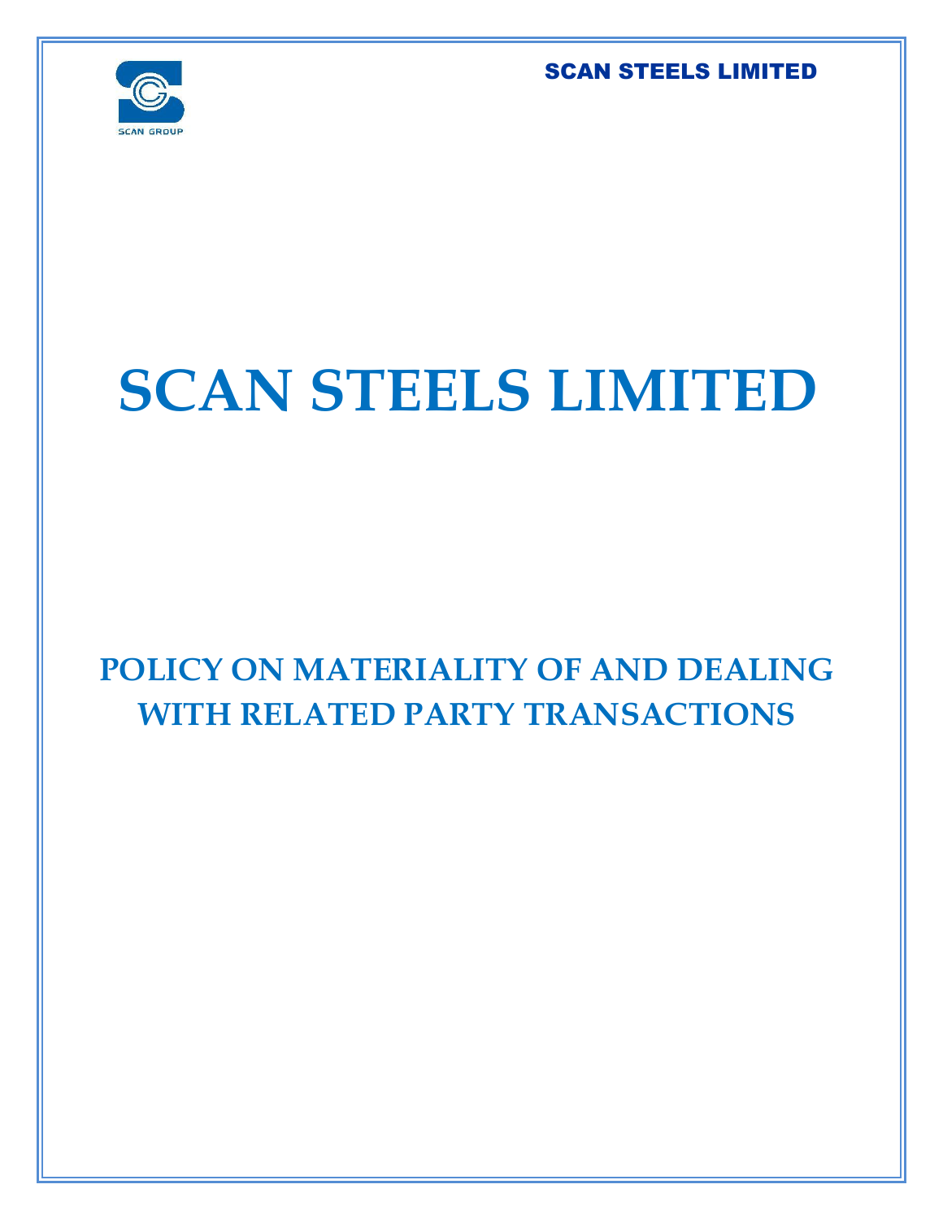# SCAN STEELS LIMITED

## POLICY ON MATERIALITY OF AND DEALING WITH RELATED PARTY TRANSACTIONS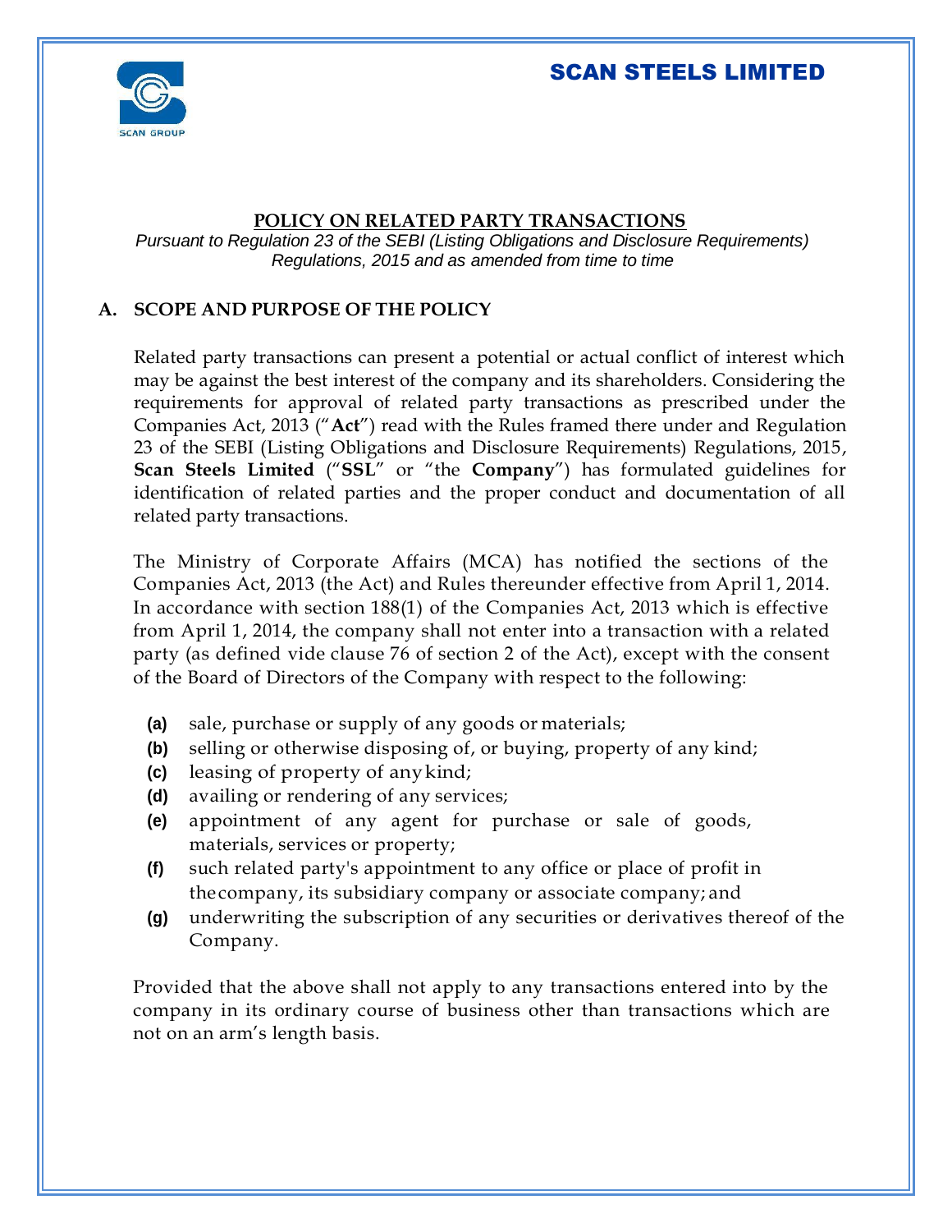**POLICY ON RELATED PARTY TRANSACTIONS**

*Pursuant to Regulation 23 of the SEBI (Listing Obligations and Disclosure Requirements) Regulations, 2015 and as amended from time to time*

## A. SCOPE AND PURPOSE OF THE POLICY

Related party transactions can present a potential or actual conflict of interest which may be against the best interest of the company and its shareholders. Considering the requirements for approval of related party transactions as prescribed under the Companies Act, 2013 ("**Act**") read with the Rules framed there under and Regulation 23 of the SEBI (Listing Obligations and Disclosure Requirements) Regulations, 2015, **Scan Steels Limited** ("**SSL**" or "the **Company**") has formulated guidelines for identification of related parties and the proper conduct and documentation of all related party transactions.

The Ministry of Corporate Affairs (MCA) has notified the sections of the Companies Act, 2013 (the Act) and Rules thereunder effective from April 1, 2014. In accordance with section 188(1) of the Companies Act, 2013 which is effective from April 1, 2014, the company shall not enter into a transaction with a related party (as defined vide clause 76 of section 2 of the Act), except with the consent of the Board of Directors of the Company with respect to the following:

- **(a)** sale, purchase or supply of any goods or materials;
- **(b)** selling or otherwise disposing of, or buying, property of any kind;
- **(c)** leasing of property of any kind;
- **(d)** availing or rendering of any services;
- **(e)** appointment of any agent for purchase or sale of goods, materials, services or property;
- **(f)** such related party's appointment to any office or place of profit in the company, its subsidiary company or associate company; and
- **(g)** underwriting the subscription of any securities or derivatives thereof of the Company.

Provided that the above shall not apply to any transactions entered into by the company in its ordinary course of business other than transactions which are not on an arm's length basis.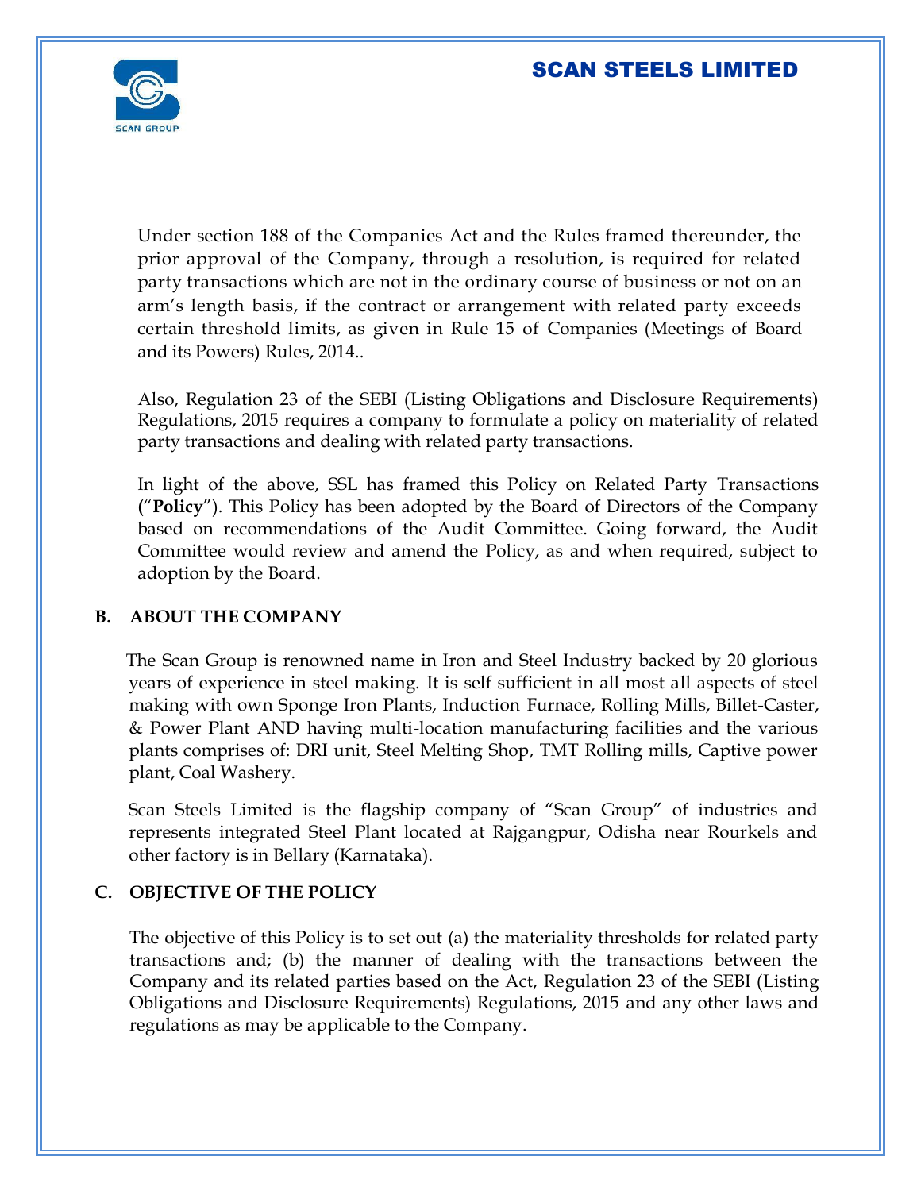Under section 188 of the Companies Act and the Rules framed thereunder, the prior approval of the Company, through a resolution, is required for related party transactions which are not in the ordinary course of business or not on an arm's length basis, if the contract or arrangement with related party exceeds certain threshold limits, as given in Rule 15 of Companies (Meetings of Board and its Powers) Rules, 2014..

Also, Regulation 23 of the SEBI (Listing Obligations and Disclosure Requirements) Regulations, 2015 requires a company to formulate a policy on materiality of related party transactions and dealing with related party transactions.

In light of the above, SSL has framed this Policy on Related Party Transactions (“**Policy**”). This Policy has been adopted by the Board of Directors of the Company based on recommendations of the Audit Committee. Going forward, the Audit Committee would review and amend the Policy, as and when required, subject to adoption by the Board.

## B. ABOUT THE COMPANY

The Scan Group is renowned name in Iron and Steel Industry backed by 20 glorious years of experience in steel making. It is self sufficient in all most all aspects of steel making with own Sponge Iron Plants, Induction Furnace, Rolling Mills, Billet-Caster, & Power Plant AND having multi-location manufacturing facilities and the various plants comprises of: DRI unit, Steel Melting Shop, TMT Rolling mills, Captive power plant, Coal Washery.

Scan Steels Limited is the flagship company of “Scan Group” of industries and represents integrated Steel Plant located at Rajgangpur, Odisha near Rourkels and other factory is in Bellary (Karnataka).

## C. OBJECTIVE OF THE POLICY

The objective of this Policy is to set out (a) the materiality thresholds for related party transactions and; (b) the manner of dealing with the transactions between the Company and its related parties based on the Act, Regulation 23 of the SEBI (Listing Obligations and Disclosure Requirements) Regulations, 2015 and any other laws and regulations as may be applicable to the Company.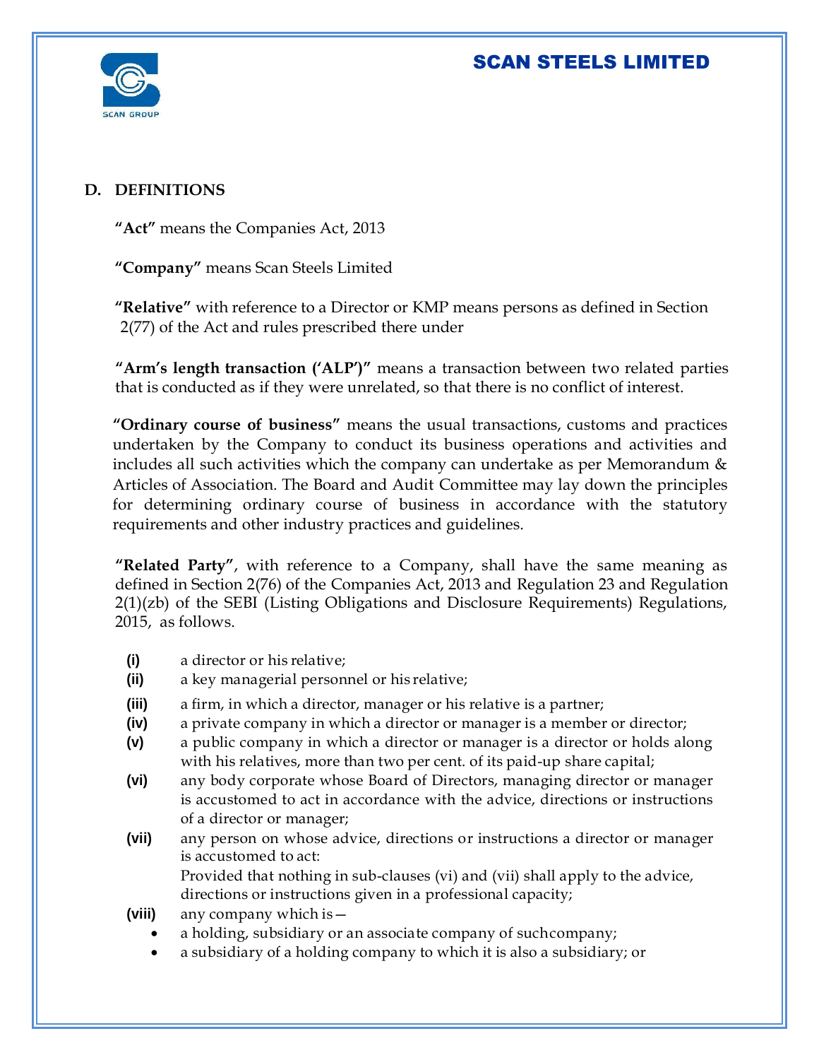## D. DEFINITIONS

**"Act"** means the Companies Act, 2013

**"Company"** means Scan Steels Limited

**"Relative"** with reference to a Director or KMP means persons as defined in Section 2(77) of the Act and rules prescribed there under

**"Arm's length transaction ('ALP')"** means a transaction between two related parties that is conducted as if they were unrelated, so that there is no conflict of interest.

**"Ordinary course of business"** means the usual transactions, customs and practices undertaken by the Company to conduct its business operations and activities and includes all such activities which the company can undertake as per Memorandum & Articles of Association. The Board and Audit Committee may lay down the principles for determining ordinary course of business in accordance with the statutory requirements and other industry practices and guidelines.

**"Related Party"**, with reference to a Company, shall have the same meaning as defined in Section 2(76) of the Companies Act, 2013 and Regulation 23 and Regulation 2(1)(zb) of the SEBI (Listing Obligations and Disclosure Requirements) Regulations, 2015, as follows.

- **(i)** a director or his relative;
- **(ii)** a key managerial personnel or his relative;
- **(iii)** a firm, in which a director, manager or his relative is a partner;
- **(iv)** a private company in which a director or manager is a member or director;
- **(v)** a public company in which a director or manager is a director or holds along with his relatives, more than two per cent. of its paid-up share capital;
- **(vi)** any body corporate whose Board of Directors, managing director or manager is accustomed to act in accordance with the advice, directions or instructions of a director or manager;
- **(vii)** any person on whose advice, directions or instructions a director or manager is accustomed to act:
  Provided that nothing in sub-clauses (vi) and (vii) shall apply to the advice, directions or instructions given in a professional capacity;
- **(viii)** any company which is—
  - a holding, subsidiary or an associate company of such company;
  - a subsidiary of a holding company to which it is also a subsidiary; or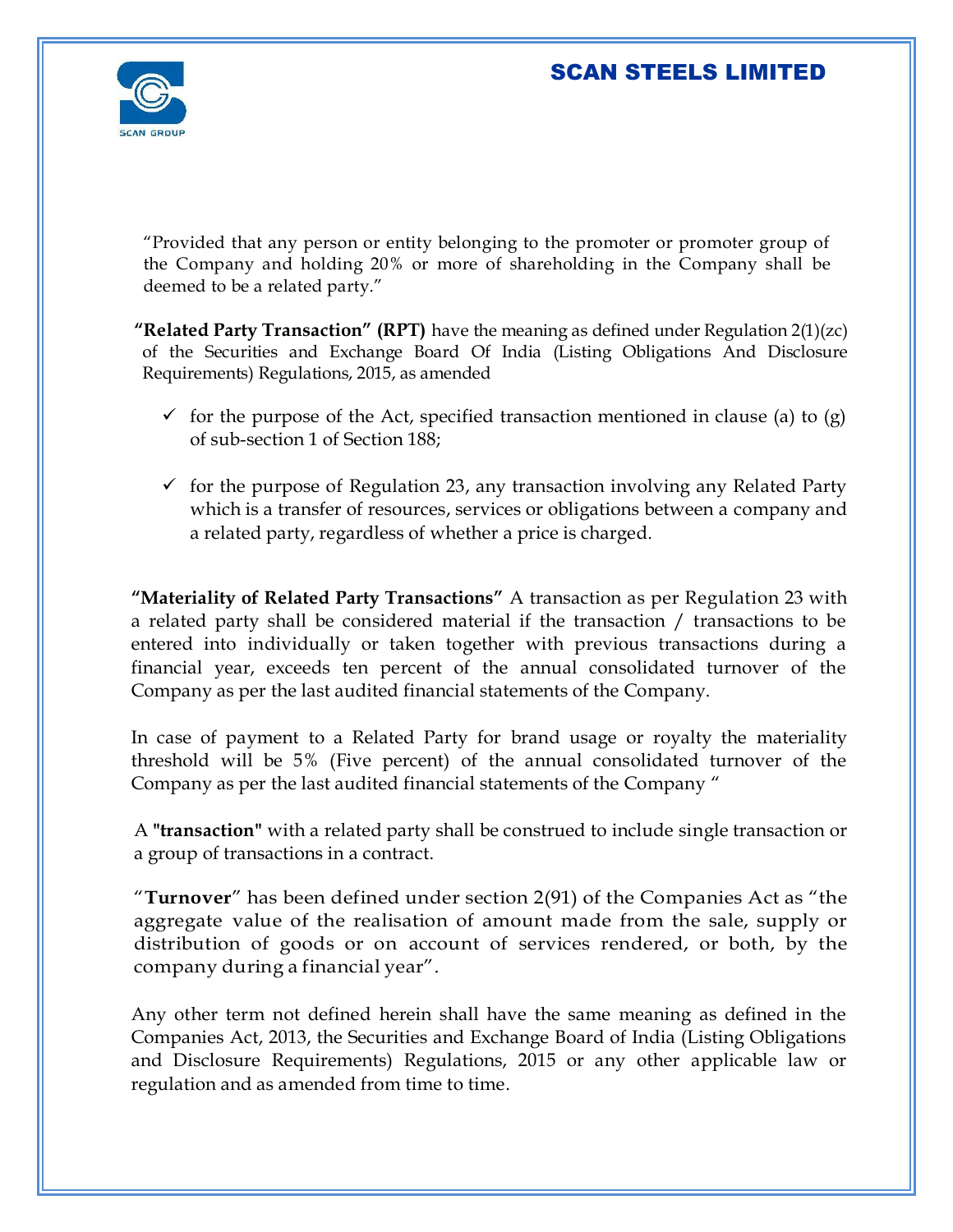"Provided that any person or entity belonging to the promoter or promoter group of the Company and holding 20% or more of shareholding in the Company shall be deemed to be a related party."

**"Related Party Transaction" (RPT)** have the meaning as defined under Regulation 2(1)(zc) of the Securities and Exchange Board Of India (Listing Obligations And Disclosure Requirements) Regulations, 2015, as amended

- ✓ for the purpose of the Act, specified transaction mentioned in clause (a) to (g) of sub-section 1 of Section 188;
- ✓ for the purpose of Regulation 23, any transaction involving any Related Party which is a transfer of resources, services or obligations between a company and a related party, regardless of whether a price is charged.

**"Materiality of Related Party Transactions"** A transaction as per Regulation 23 with a related party shall be considered material if the transaction / transactions to be entered into individually or taken together with previous transactions during a financial year, exceeds ten percent of the annual consolidated turnover of the Company as per the last audited financial statements of the Company.

In case of payment to a Related Party for brand usage or royalty the materiality threshold will be 5% (Five percent) of the annual consolidated turnover of the Company as per the last audited financial statements of the Company "

A **"transaction"** with a related party shall be construed to include single transaction or a group of transactions in a contract.

"**Turnover**" has been defined under section 2(91) of the Companies Act as "the aggregate value of the realisation of amount made from the sale, supply or distribution of goods or on account of services rendered, or both, by the company during a financial year".

Any other term not defined herein shall have the same meaning as defined in the Companies Act, 2013, the Securities and Exchange Board of India (Listing Obligations and Disclosure Requirements) Regulations, 2015 or any other applicable law or regulation and as amended from time to time.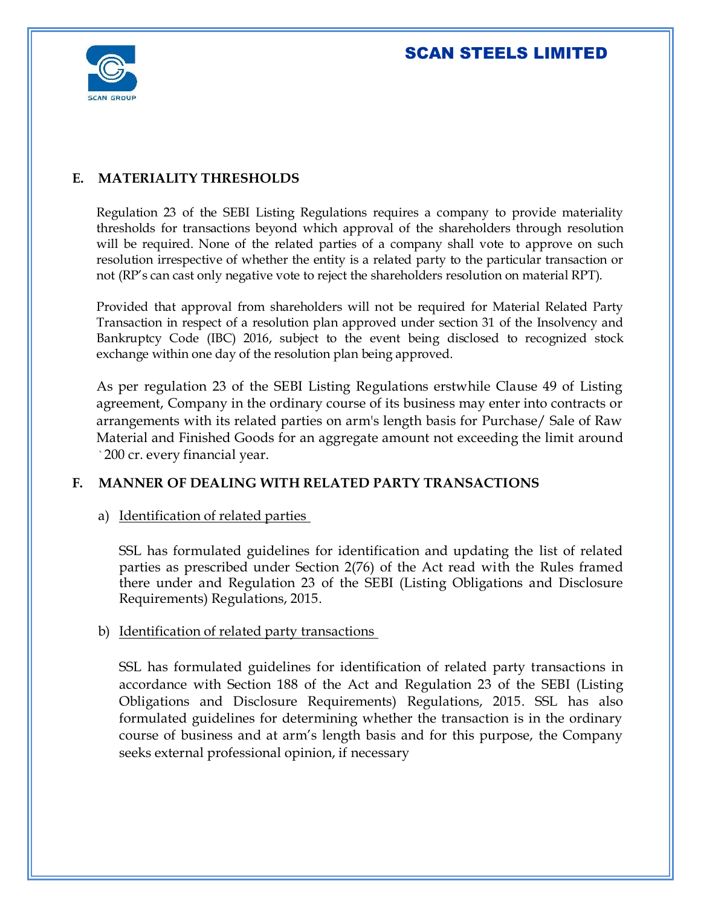## E. MATERIALITY THRESHOLDS

Regulation 23 of the SEBI Listing Regulations requires a company to provide materiality thresholds for transactions beyond which approval of the shareholders through resolution will be required. None of the related parties of a company shall vote to approve on such resolution irrespective of whether the entity is a related party to the particular transaction or not (RP's can cast only negative vote to reject the shareholders resolution on material RPT).

Provided that approval from shareholders will not be required for Material Related Party Transaction in respect of a resolution plan approved under section 31 of the Insolvency and Bankruptcy Code (IBC) 2016, subject to the event being disclosed to recognized stock exchange within one day of the resolution plan being approved.

As per regulation 23 of the SEBI Listing Regulations erstwhile Clause 49 of Listing agreement, Company in the ordinary course of its business may enter into contracts or arrangements with its related parties on arm's length basis for Purchase/ Sale of Raw Material and Finished Goods for an aggregate amount not exceeding the limit around `200 cr. every financial year.

## F. MANNER OF DEALING WITH RELATED PARTY TRANSACTIONS

a) Identification of related parties

SSL has formulated guidelines for identification and updating the list of related parties as prescribed under Section 2(76) of the Act read with the Rules framed there under and Regulation 23 of the SEBI (Listing Obligations and Disclosure Requirements) Regulations, 2015.

b) Identification of related party transactions

SSL has formulated guidelines for identification of related party transactions in accordance with Section 188 of the Act and Regulation 23 of the SEBI (Listing Obligations and Disclosure Requirements) Regulations, 2015. SSL has also formulated guidelines for determining whether the transaction is in the ordinary course of business and at arm's length basis and for this purpose, the Company seeks external professional opinion, if necessary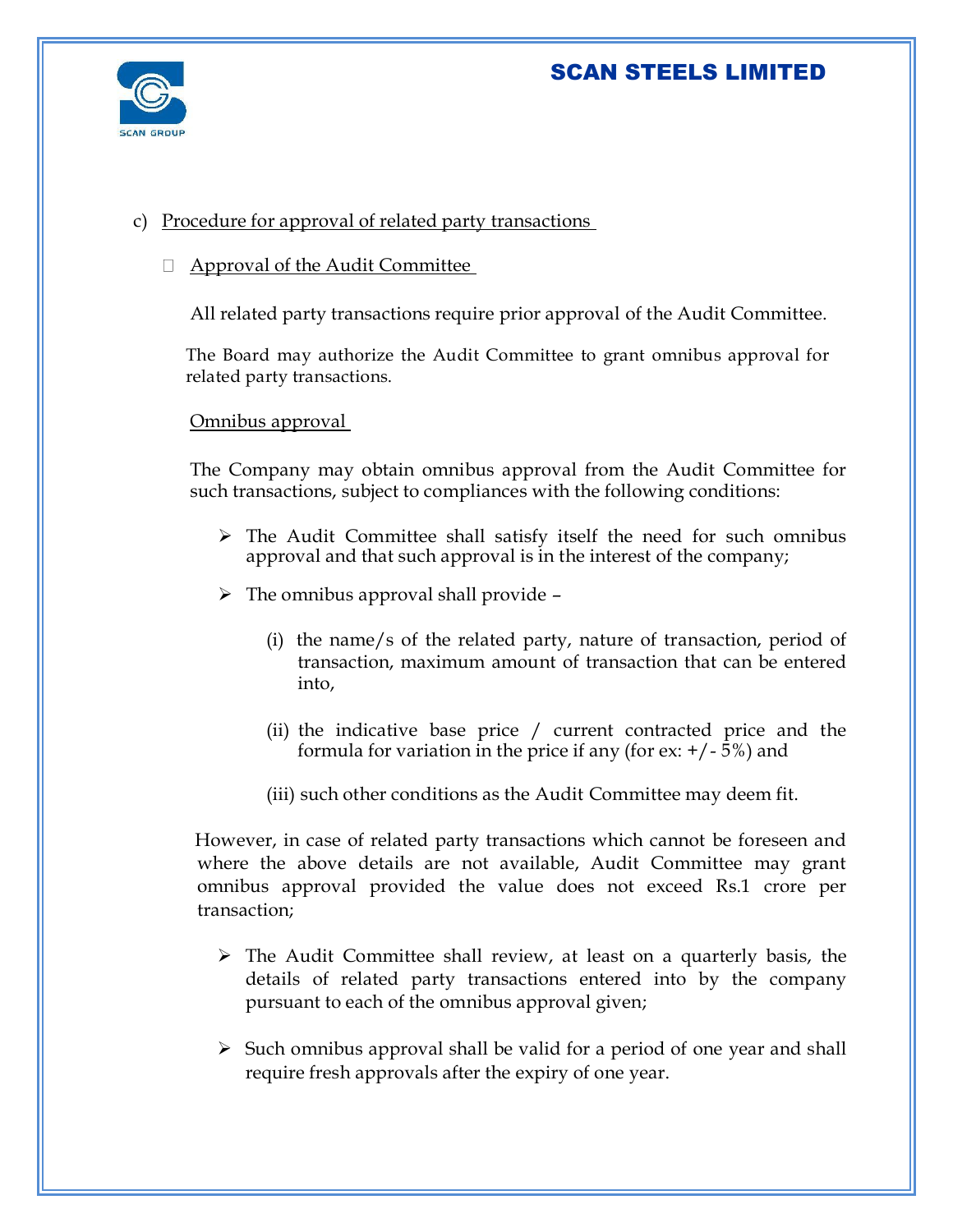c) Procedure for approval of related party transactions

- Approval of the Audit Committee

All related party transactions require prior approval of the Audit Committee.

The Board may authorize the Audit Committee to grant omnibus approval for related party transactions.

Omnibus approval

The Company may obtain omnibus approval from the Audit Committee for such transactions, subject to compliances with the following conditions:

- The Audit Committee shall satisfy itself the need for such omnibus approval and that such approval is in the interest of the company;
- The omnibus approval shall provide –

  (i) the name/s of the related party, nature of transaction, period of transaction, maximum amount of transaction that can be entered into,

  (ii) the indicative base price / current contracted price and the formula for variation in the price if any (for ex: +/- 5%) and

  (iii) such other conditions as the Audit Committee may deem fit.

However, in case of related party transactions which cannot be foreseen and where the above details are not available, Audit Committee may grant omnibus approval provided the value does not exceed Rs.1 crore per transaction;

- The Audit Committee shall review, at least on a quarterly basis, the details of related party transactions entered into by the company pursuant to each of the omnibus approval given;
- Such omnibus approval shall be valid for a period of one year and shall require fresh approvals after the expiry of one year.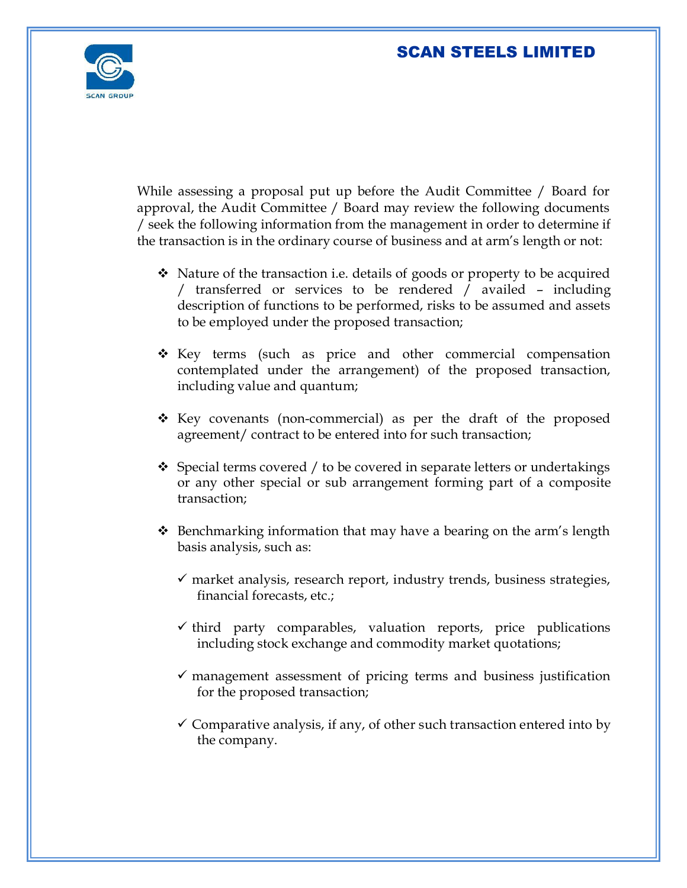While assessing a proposal put up before the Audit Committee / Board for approval, the Audit Committee / Board may review the following documents / seek the following information from the management in order to determine if the transaction is in the ordinary course of business and at arm's length or not:

- Nature of the transaction i.e. details of goods or property to be acquired / transferred or services to be rendered / availed – including description of functions to be performed, risks to be assumed and assets to be employed under the proposed transaction;

- Key terms (such as price and other commercial compensation contemplated under the arrangement) of the proposed transaction, including value and quantum;

- Key covenants (non-commercial) as per the draft of the proposed agreement/ contract to be entered into for such transaction;

- Special terms covered / to be covered in separate letters or undertakings or any other special or sub arrangement forming part of a composite transaction;

- Benchmarking information that may have a bearing on the arm's length basis analysis, such as:

  - ✓ market analysis, research report, industry trends, business strategies, financial forecasts, etc.;

  - ✓ third party comparables, valuation reports, price publications including stock exchange and commodity market quotations;

  - ✓ management assessment of pricing terms and business justification for the proposed transaction;

  - ✓ Comparative analysis, if any, of other such transaction entered into by the company.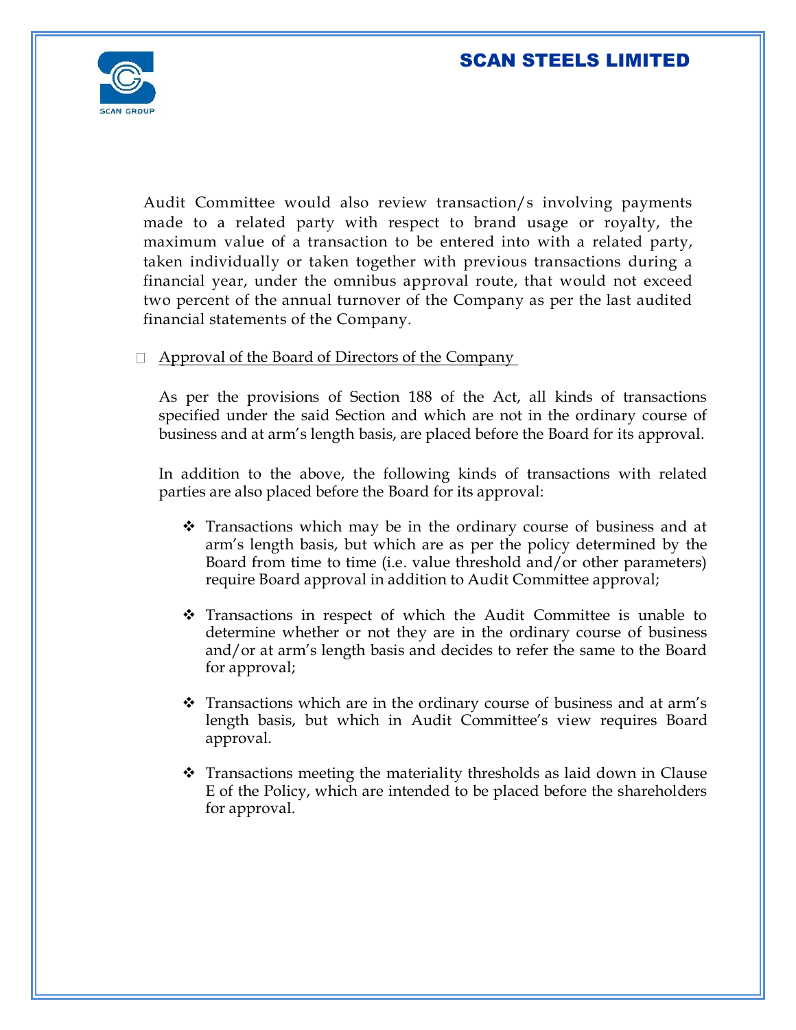Audit Committee would also review transaction/s involving payments made to a related party with respect to brand usage or royalty, the maximum value of a transaction to be entered into with a related party, taken individually or taken together with previous transactions during a financial year, under the omnibus approval route, that would not exceed two percent of the annual turnover of the Company as per the last audited financial statements of the Company.

- <u>Approval of the Board of Directors of the Company</u>

  As per the provisions of Section 188 of the Act, all kinds of transactions specified under the said Section and which are not in the ordinary course of business and at arm's length basis, are placed before the Board for its approval.

  In addition to the above, the following kinds of transactions with related parties are also placed before the Board for its approval:

  - Transactions which may be in the ordinary course of business and at arm's length basis, but which are as per the policy determined by the Board from time to time (i.e. value threshold and/or other parameters) require Board approval in addition to Audit Committee approval;

  - Transactions in respect of which the Audit Committee is unable to determine whether or not they are in the ordinary course of business and/or at arm's length basis and decides to refer the same to the Board for approval;

  - Transactions which are in the ordinary course of business and at arm's length basis, but which in Audit Committee's view requires Board approval.

  - Transactions meeting the materiality thresholds as laid down in Clause E of the Policy, which are intended to be placed before the shareholders for approval.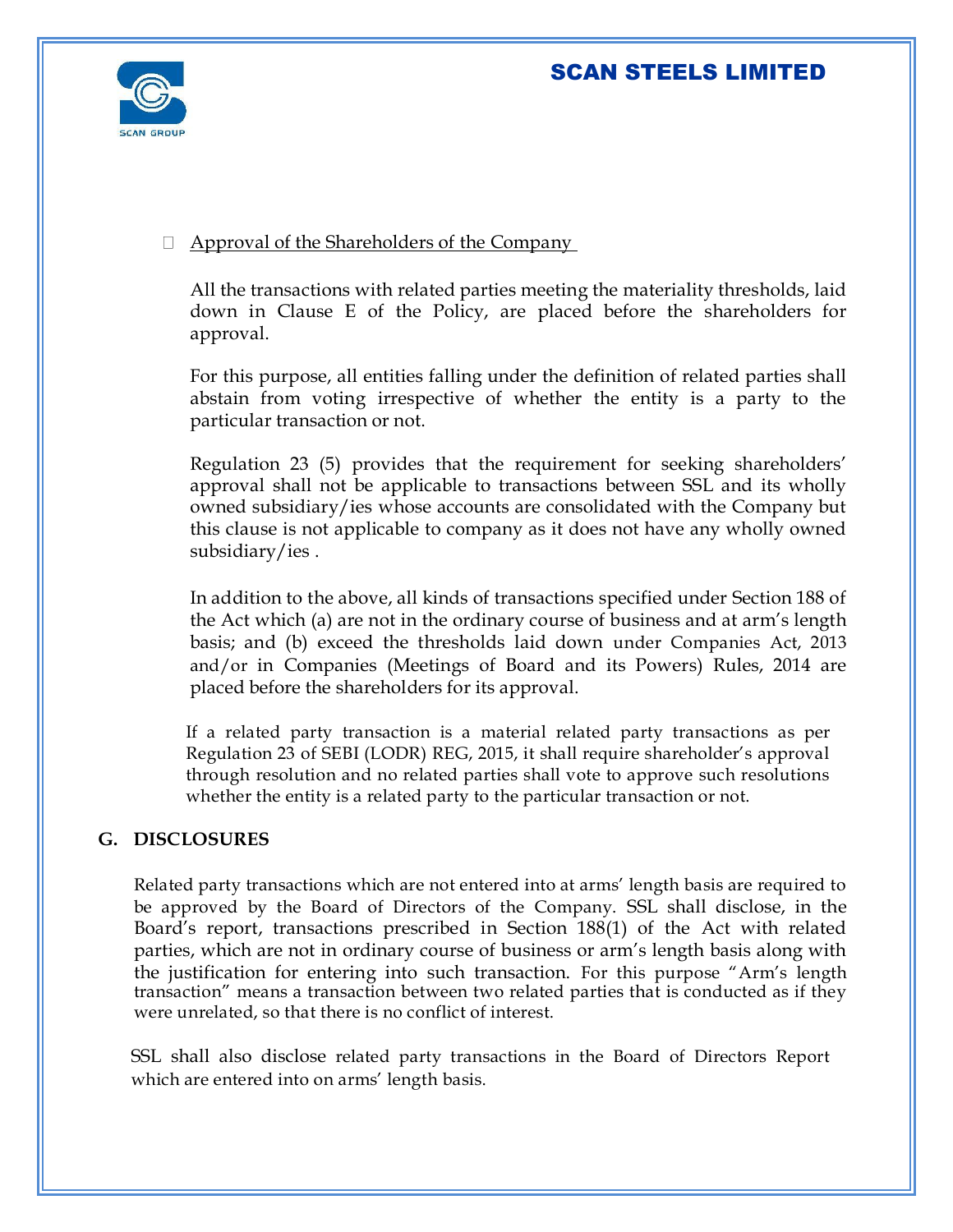- Approval of the Shareholders of the Company

  All the transactions with related parties meeting the materiality thresholds, laid down in Clause E of the Policy, are placed before the shareholders for approval.

  For this purpose, all entities falling under the definition of related parties shall abstain from voting irrespective of whether the entity is a party to the particular transaction or not.

  Regulation 23 (5) provides that the requirement for seeking shareholders' approval shall not be applicable to transactions between SSL and its wholly owned subsidiary/ies whose accounts are consolidated with the Company but this clause is not applicable to company as it does not have any wholly owned subsidiary/ies .

  In addition to the above, all kinds of transactions specified under Section 188 of the Act which (a) are not in the ordinary course of business and at arm's length basis; and (b) exceed the thresholds laid down under Companies Act, 2013 and/or in Companies (Meetings of Board and its Powers) Rules, 2014 are placed before the shareholders for its approval.

  If a related party transaction is a material related party transactions as per Regulation 23 of SEBI (LODR) REG, 2015, it shall require shareholder's approval through resolution and no related parties shall vote to approve such resolutions whether the entity is a related party to the particular transaction or not.

## G. DISCLOSURES

Related party transactions which are not entered into at arms' length basis are required to be approved by the Board of Directors of the Company. SSL shall disclose, in the Board's report, transactions prescribed in Section 188(1) of the Act with related parties, which are not in ordinary course of business or arm's length basis along with the justification for entering into such transaction. For this purpose "Arm's length transaction" means a transaction between two related parties that is conducted as if they were unrelated, so that there is no conflict of interest.

SSL shall also disclose related party transactions in the Board of Directors Report which are entered into on arms' length basis.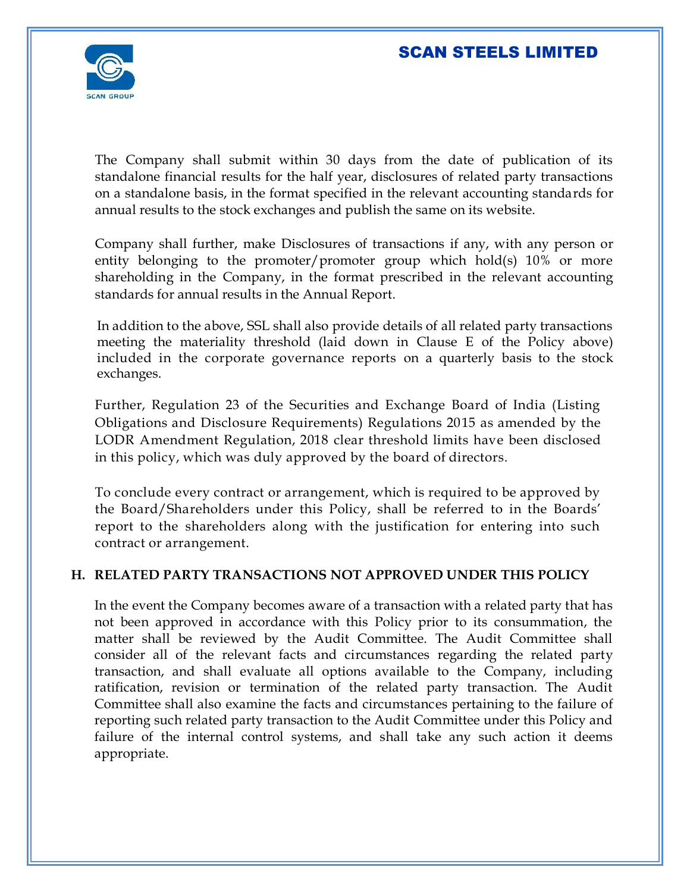The Company shall submit within 30 days from the date of publication of its standalone financial results for the half year, disclosures of related party transactions on a standalone basis, in the format specified in the relevant accounting standards for annual results to the stock exchanges and publish the same on its website.

Company shall further, make Disclosures of transactions if any, with any person or entity belonging to the promoter/promoter group which hold(s) 10% or more shareholding in the Company, in the format prescribed in the relevant accounting standards for annual results in the Annual Report.

In addition to the above, SSL shall also provide details of all related party transactions meeting the materiality threshold (laid down in Clause E of the Policy above) included in the corporate governance reports on a quarterly basis to the stock exchanges.

Further, Regulation 23 of the Securities and Exchange Board of India (Listing Obligations and Disclosure Requirements) Regulations 2015 as amended by the LODR Amendment Regulation, 2018 clear threshold limits have been disclosed in this policy, which was duly approved by the board of directors.

To conclude every contract or arrangement, which is required to be approved by the Board/Shareholders under this Policy, shall be referred to in the Boards' report to the shareholders along with the justification for entering into such contract or arrangement.

## H. RELATED PARTY TRANSACTIONS NOT APPROVED UNDER THIS POLICY

In the event the Company becomes aware of a transaction with a related party that has not been approved in accordance with this Policy prior to its consummation, the matter shall be reviewed by the Audit Committee. The Audit Committee shall consider all of the relevant facts and circumstances regarding the related party transaction, and shall evaluate all options available to the Company, including ratification, revision or termination of the related party transaction. The Audit Committee shall also examine the facts and circumstances pertaining to the failure of reporting such related party transaction to the Audit Committee under this Policy and failure of the internal control systems, and shall take any such action it deems appropriate.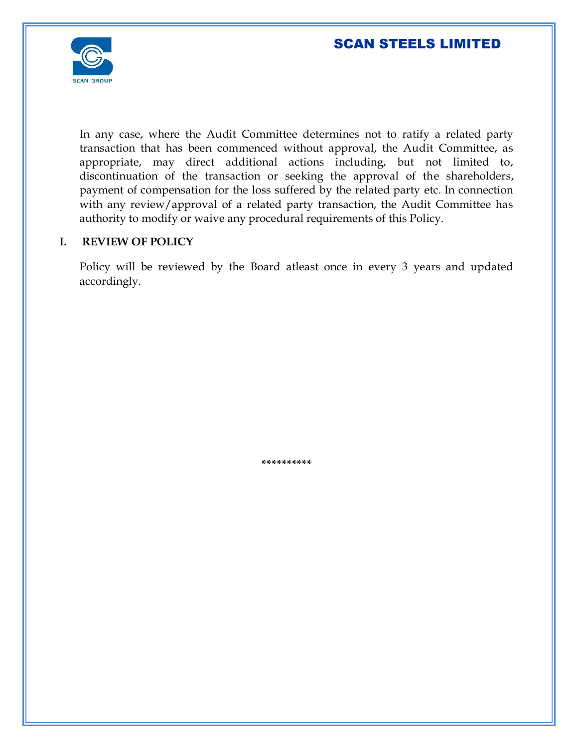In any case, where the Audit Committee determines not to ratify a related party transaction that has been commenced without approval, the Audit Committee, as appropriate, may direct additional actions including, but not limited to, discontinuation of the transaction or seeking the approval of the shareholders, payment of compensation for the loss suffered by the related party etc. In connection with any review/approval of a related party transaction, the Audit Committee has authority to modify or waive any procedural requirements of this Policy.

## I. REVIEW OF POLICY

Policy will be reviewed by the Board atleast once in every 3 years and updated accordingly.

*********